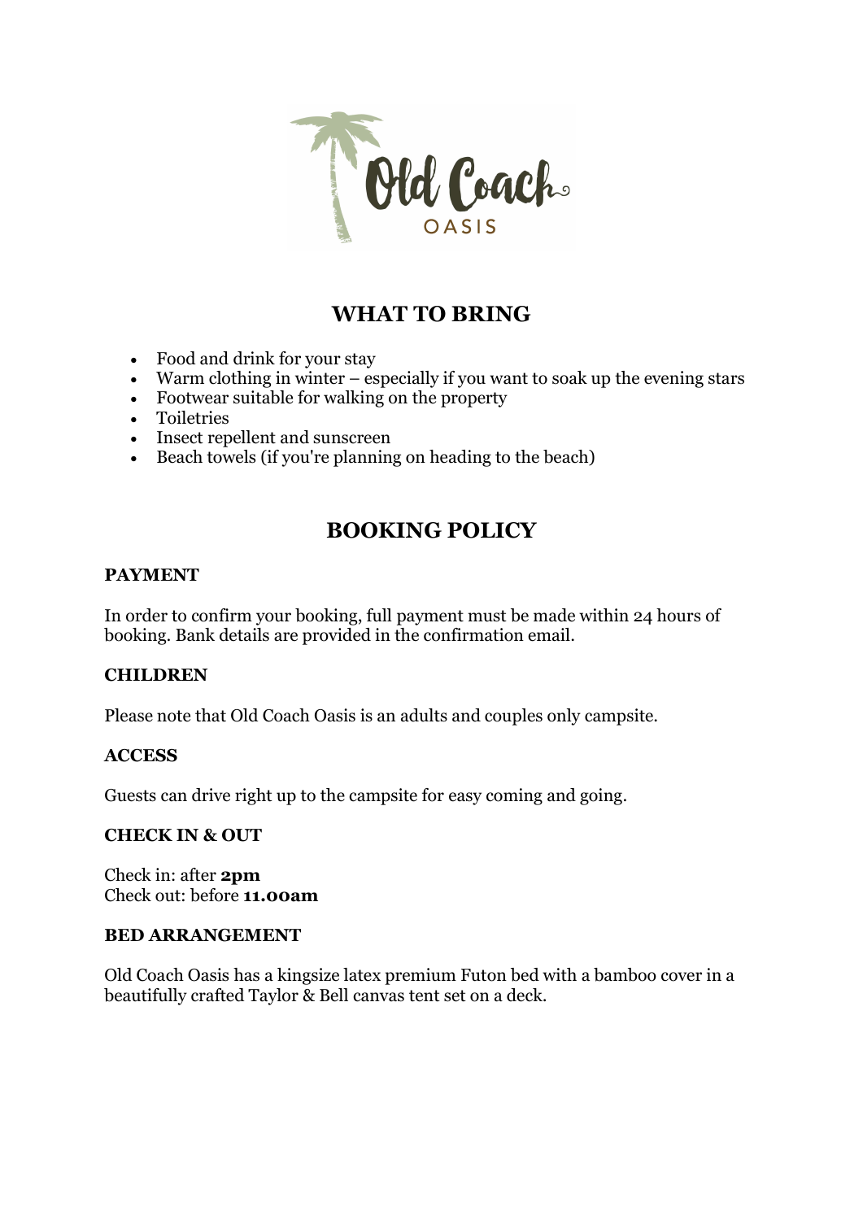# WHAT TO BRING

- Food and drink for your stay
- Warm clothing in winter – especially if you want to soak up the evening stars
- Footwear suitable for walking on the property
- Toiletries
- Insect repellent and sunscreen
- Beach towels (if you're planning on heading to the beach)

# BOOKING POLICY

### PAYMENT

In order to confirm your booking, full payment must be made within 24 hours of booking. Bank details are provided in the confirmation email.

### CHILDREN

Please note that Old Coach Oasis is an adults and couples only campsite.

### ACCESS

Guests can drive right up to the campsite for easy coming and going.

### CHECK IN & OUT

Check in: after **2pm**
Check out: before **11.00am**

### BED ARRANGEMENT

Old Coach Oasis has a kingsize latex premium Futon bed with a bamboo cover in a beautifully crafted Taylor & Bell canvas tent set on a deck.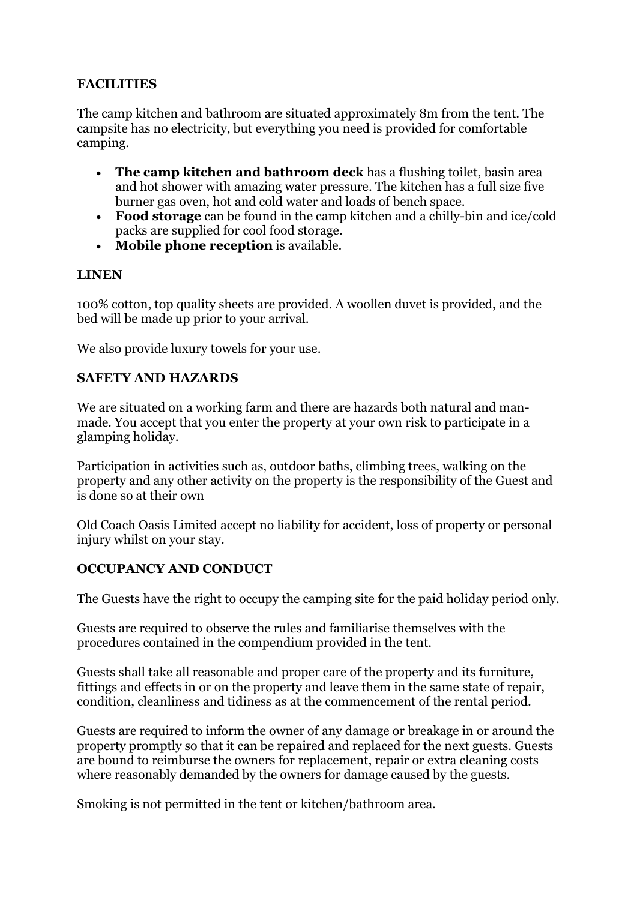**FACILITIES**

The camp kitchen and bathroom are situated approximately 8m from the tent. The campsite has no electricity, but everything you need is provided for comfortable camping.

- **The camp kitchen and bathroom deck** has a flushing toilet, basin area and hot shower with amazing water pressure. The kitchen has a full size five burner gas oven, hot and cold water and loads of bench space.
- **Food storage** can be found in the camp kitchen and a chilly-bin and ice/cold packs are supplied for cool food storage.
- **Mobile phone reception** is available.

**LINEN**

100% cotton, top quality sheets are provided. A woollen duvet is provided, and the bed will be made up prior to your arrival.

We also provide luxury towels for your use.

**SAFETY AND HAZARDS**

We are situated on a working farm and there are hazards both natural and man-made. You accept that you enter the property at your own risk to participate in a glamping holiday.

Participation in activities such as, outdoor baths, climbing trees, walking on the property and any other activity on the property is the responsibility of the Guest and is done so at their own

Old Coach Oasis Limited accept no liability for accident, loss of property or personal injury whilst on your stay.

**OCCUPANCY AND CONDUCT**

The Guests have the right to occupy the camping site for the paid holiday period only.

Guests are required to observe the rules and familiarise themselves with the procedures contained in the compendium provided in the tent.

Guests shall take all reasonable and proper care of the property and its furniture, fittings and effects in or on the property and leave them in the same state of repair, condition, cleanliness and tidiness as at the commencement of the rental period.

Guests are required to inform the owner of any damage or breakage in or around the property promptly so that it can be repaired and replaced for the next guests. Guests are bound to reimburse the owners for replacement, repair or extra cleaning costs where reasonably demanded by the owners for damage caused by the guests.

Smoking is not permitted in the tent or kitchen/bathroom area.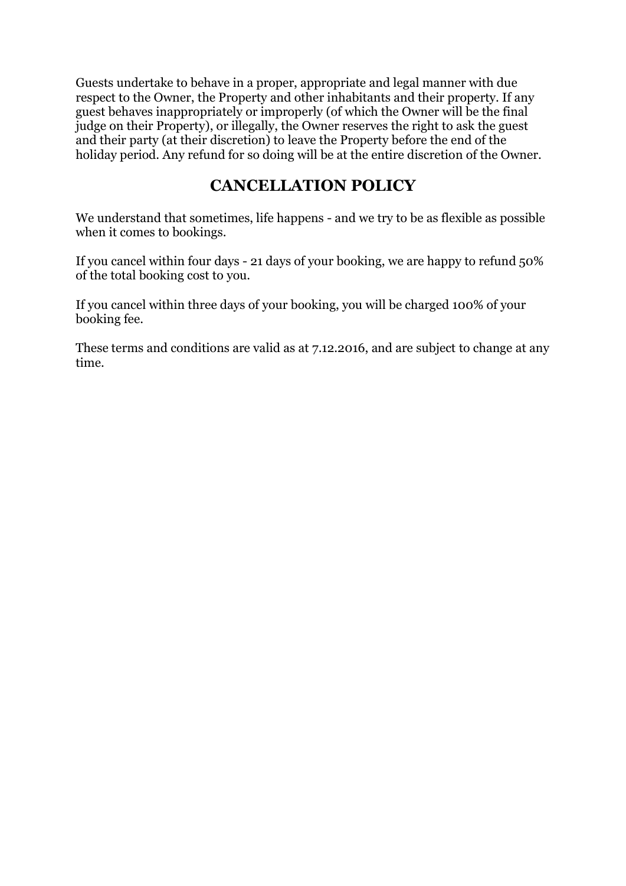Guests undertake to behave in a proper, appropriate and legal manner with due respect to the Owner, the Property and other inhabitants and their property. If any guest behaves inappropriately or improperly (of which the Owner will be the final judge on their Property), or illegally, the Owner reserves the right to ask the guest and their party (at their discretion) to leave the Property before the end of the holiday period. Any refund for so doing will be at the entire discretion of the Owner.

## CANCELLATION POLICY

We understand that sometimes, life happens - and we try to be as flexible as possible when it comes to bookings.

If you cancel within four days - 21 days of your booking, we are happy to refund 50% of the total booking cost to you.

If you cancel within three days of your booking, you will be charged 100% of your booking fee.

These terms and conditions are valid as at 7.12.2016, and are subject to change at any time.